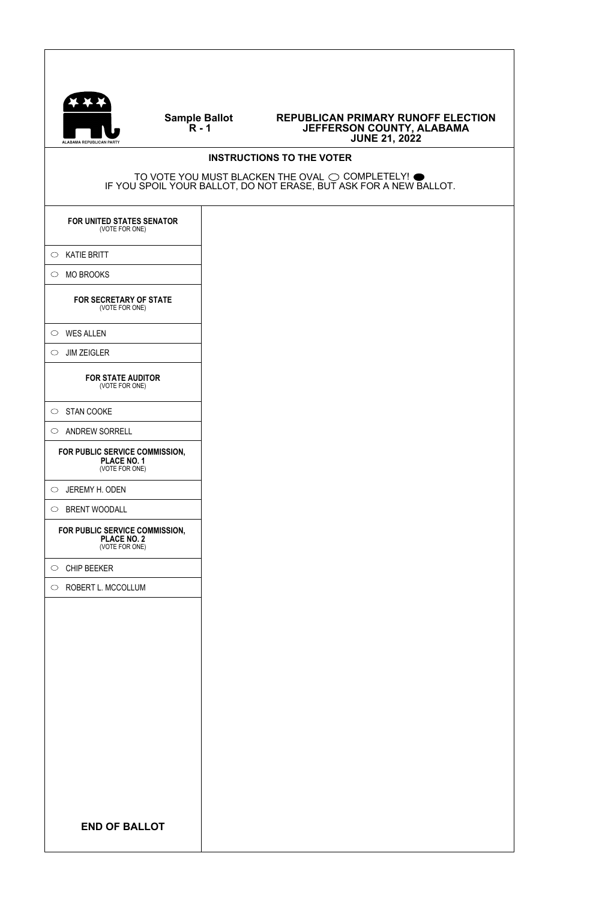ALABAMA REPUBLICAN PARTY

**Sample Ballot**
**R - 1**

# REPUBLICAN PRIMARY RUNOFF ELECTION
# JEFFERSON COUNTY, ALABAMA
# JUNE 21, 2022

## INSTRUCTIONS TO THE VOTER

TO VOTE YOU MUST BLACKEN THE OVAL ⬭ COMPLETELY! ⬬
IF YOU SPOIL YOUR BALLOT, DO NOT ERASE, BUT ASK FOR A NEW BALLOT.

**FOR UNITED STATES SENATOR**
(VOTE FOR ONE)

- ⬭ KATIE BRITT
- ⬭ MO BROOKS

**FOR SECRETARY OF STATE**
(VOTE FOR ONE)

- ⬭ WES ALLEN
- ⬭ JIM ZEIGLER

**FOR STATE AUDITOR**
(VOTE FOR ONE)

- ⬭ STAN COOKE
- ⬭ ANDREW SORRELL

**FOR PUBLIC SERVICE COMMISSION, PLACE NO. 1**
(VOTE FOR ONE)

- ⬭ JEREMY H. ODEN
- ⬭ BRENT WOODALL

**FOR PUBLIC SERVICE COMMISSION, PLACE NO. 2**
(VOTE FOR ONE)

- ⬭ CHIP BEEKER
- ⬭ ROBERT L. MCCOLLUM

**END OF BALLOT**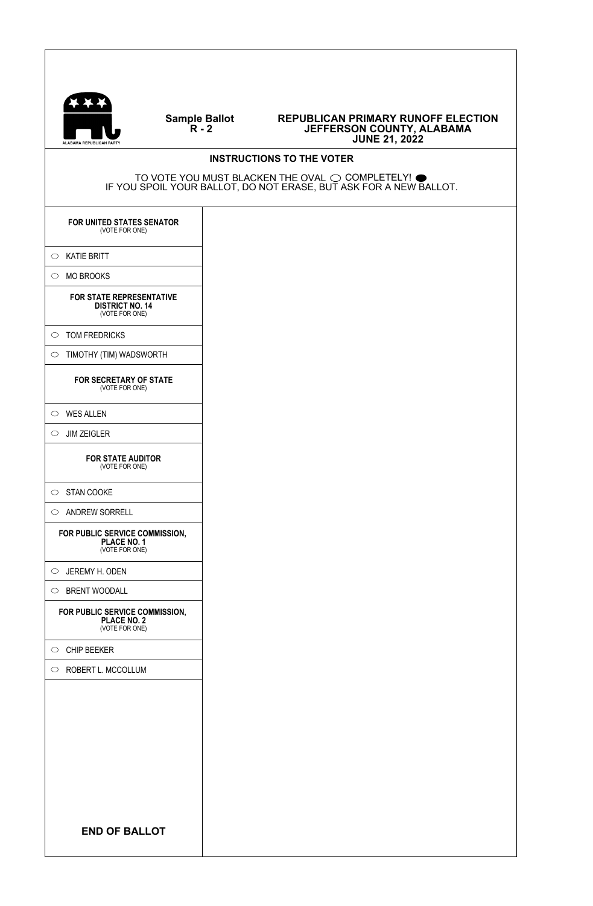ALABAMA REPUBLICAN PARTY

**Sample Ballot**
**R - 2**

**REPUBLICAN PRIMARY RUNOFF ELECTION**
**JEFFERSON COUNTY, ALABAMA**
**JUNE 21, 2022**

**INSTRUCTIONS TO THE VOTER**

TO VOTE YOU MUST BLACKEN THE OVAL ◯ COMPLETELY! ⬬
IF YOU SPOIL YOUR BALLOT, DO NOT ERASE, BUT ASK FOR A NEW BALLOT.

**FOR UNITED STATES SENATOR**
(VOTE FOR ONE)

- ◯ KATIE BRITT
- ◯ MO BROOKS

**FOR STATE REPRESENTATIVE**
**DISTRICT NO. 14**
(VOTE FOR ONE)

- ◯ TOM FREDRICKS
- ◯ TIMOTHY (TIM) WADSWORTH

**FOR SECRETARY OF STATE**
(VOTE FOR ONE)

- ◯ WES ALLEN
- ◯ JIM ZEIGLER

**FOR STATE AUDITOR**
(VOTE FOR ONE)

- ◯ STAN COOKE
- ◯ ANDREW SORRELL

**FOR PUBLIC SERVICE COMMISSION,**
**PLACE NO. 1**
(VOTE FOR ONE)

- ◯ JEREMY H. ODEN
- ◯ BRENT WOODALL

**FOR PUBLIC SERVICE COMMISSION,**
**PLACE NO. 2**
(VOTE FOR ONE)

- ◯ CHIP BEEKER
- ◯ ROBERT L. MCCOLLUM

**END OF BALLOT**